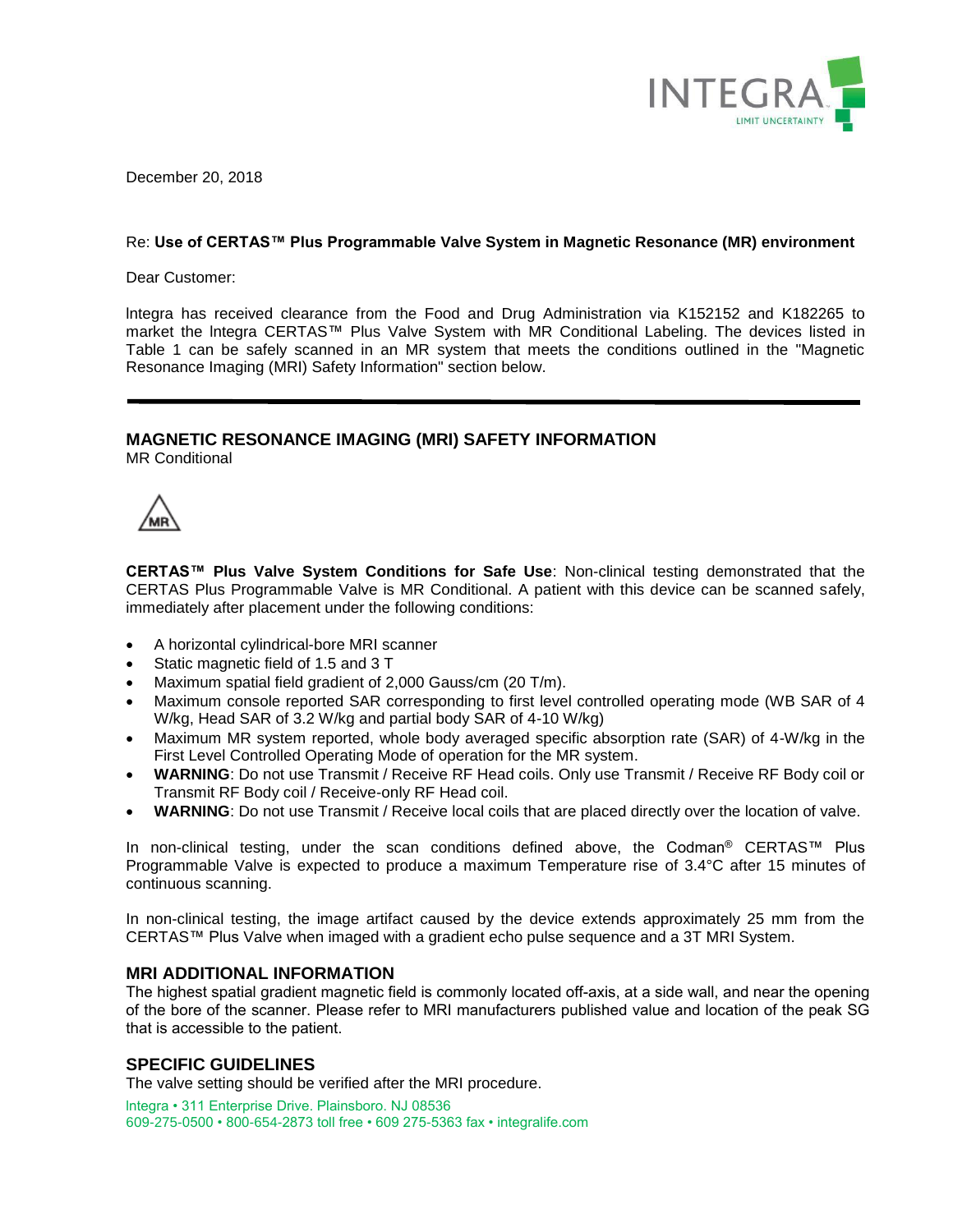December 20, 2018

Re: **Use of CERTAS™ Plus Programmable Valve System in Magnetic Resonance (MR) environment**

Dear Customer:

Integra has received clearance from the Food and Drug Administration via K152152 and K182265 to market the Integra CERTAS™ Plus Valve System with MR Conditional Labeling. The devices listed in Table 1 can be safely scanned in an MR system that meets the conditions outlined in the "Magnetic Resonance Imaging (MRI) Safety Information" section below.

---

## MAGNETIC RESONANCE IMAGING (MRI) SAFETY INFORMATION

MR Conditional

MR

**CERTAS™ Plus Valve System Conditions for Safe Use**: Non-clinical testing demonstrated that the CERTAS Plus Programmable Valve is MR Conditional. A patient with this device can be scanned safely, immediately after placement under the following conditions:

- A horizontal cylindrical-bore MRI scanner
- Static magnetic field of 1.5 and 3 T
- Maximum spatial field gradient of 2,000 Gauss/cm (20 T/m).
- Maximum console reported SAR corresponding to first level controlled operating mode (WB SAR of 4 W/kg, Head SAR of 3.2 W/kg and partial body SAR of 4-10 W/kg)
- Maximum MR system reported, whole body averaged specific absorption rate (SAR) of 4-W/kg in the First Level Controlled Operating Mode of operation for the MR system.
- **WARNING**: Do not use Transmit / Receive RF Head coils. Only use Transmit / Receive RF Body coil or Transmit RF Body coil / Receive-only RF Head coil.
- **WARNING**: Do not use Transmit / Receive local coils that are placed directly over the location of valve.

In non-clinical testing, under the scan conditions defined above, the Codman® CERTAS™ Plus Programmable Valve is expected to produce a maximum Temperature rise of 3.4°C after 15 minutes of continuous scanning.

In non-clinical testing, the image artifact caused by the device extends approximately 25 mm from the CERTAS™ Plus Valve when imaged with a gradient echo pulse sequence and a 3T MRI System.

## MRI ADDITIONAL INFORMATION

The highest spatial gradient magnetic field is commonly located off-axis, at a side wall, and near the opening of the bore of the scanner. Please refer to MRI manufacturers published value and location of the peak SG that is accessible to the patient.

## SPECIFIC GUIDELINES

The valve setting should be verified after the MRI procedure.

Integra • 311 Enterprise Drive. Plainsboro. NJ 08536
609-275-0500 • 800-654-2873 toll free • 609 275-5363 fax • integralife.com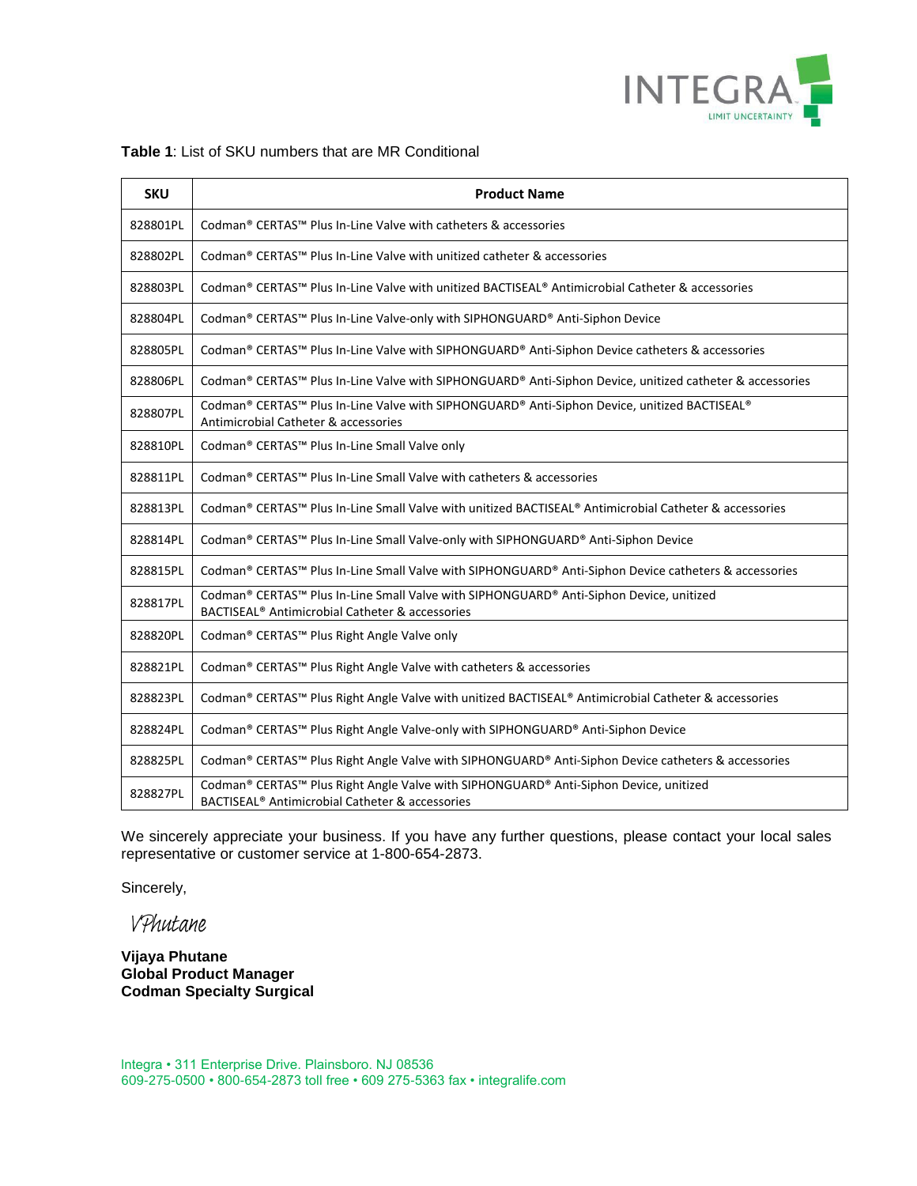**Table 1**: List of SKU numbers that are MR Conditional

| SKU | Product Name |
|---|---|
| 828801PL | Codman® CERTAS™ Plus In-Line Valve with catheters & accessories |
| 828802PL | Codman® CERTAS™ Plus In-Line Valve with unitized catheter & accessories |
| 828803PL | Codman® CERTAS™ Plus In-Line Valve with unitized BACTISEAL® Antimicrobial Catheter & accessories |
| 828804PL | Codman® CERTAS™ Plus In-Line Valve-only with SIPHONGUARD® Anti-Siphon Device |
| 828805PL | Codman® CERTAS™ Plus In-Line Valve with SIPHONGUARD® Anti-Siphon Device catheters & accessories |
| 828806PL | Codman® CERTAS™ Plus In-Line Valve with SIPHONGUARD® Anti-Siphon Device, unitized catheter & accessories |
| 828807PL | Codman® CERTAS™ Plus In-Line Valve with SIPHONGUARD® Anti-Siphon Device, unitized BACTISEAL® Antimicrobial Catheter & accessories |
| 828810PL | Codman® CERTAS™ Plus In-Line Small Valve only |
| 828811PL | Codman® CERTAS™ Plus In-Line Small Valve with catheters & accessories |
| 828813PL | Codman® CERTAS™ Plus In-Line Small Valve with unitized BACTISEAL® Antimicrobial Catheter & accessories |
| 828814PL | Codman® CERTAS™ Plus In-Line Small Valve-only with SIPHONGUARD® Anti-Siphon Device |
| 828815PL | Codman® CERTAS™ Plus In-Line Small Valve with SIPHONGUARD® Anti-Siphon Device catheters & accessories |
| 828817PL | Codman® CERTAS™ Plus In-Line Small Valve with SIPHONGUARD® Anti-Siphon Device, unitized BACTISEAL® Antimicrobial Catheter & accessories |
| 828820PL | Codman® CERTAS™ Plus Right Angle Valve only |
| 828821PL | Codman® CERTAS™ Plus Right Angle Valve with catheters & accessories |
| 828823PL | Codman® CERTAS™ Plus Right Angle Valve with unitized BACTISEAL® Antimicrobial Catheter & accessories |
| 828824PL | Codman® CERTAS™ Plus Right Angle Valve-only with SIPHONGUARD® Anti-Siphon Device |
| 828825PL | Codman® CERTAS™ Plus Right Angle Valve with SIPHONGUARD® Anti-Siphon Device catheters & accessories |
| 828827PL | Codman® CERTAS™ Plus Right Angle Valve with SIPHONGUARD® Anti-Siphon Device, unitized BACTISEAL® Antimicrobial Catheter & accessories |

We sincerely appreciate your business. If you have any further questions, please contact your local sales representative or customer service at 1-800-654-2873.

Sincerely,

VPhutane

**Vijaya Phutane**
**Global Product Manager**
**Codman Specialty Surgical**

Integra • 311 Enterprise Drive. Plainsboro. NJ 08536
609-275-0500 • 800-654-2873 toll free • 609 275-5363 fax • integralife.com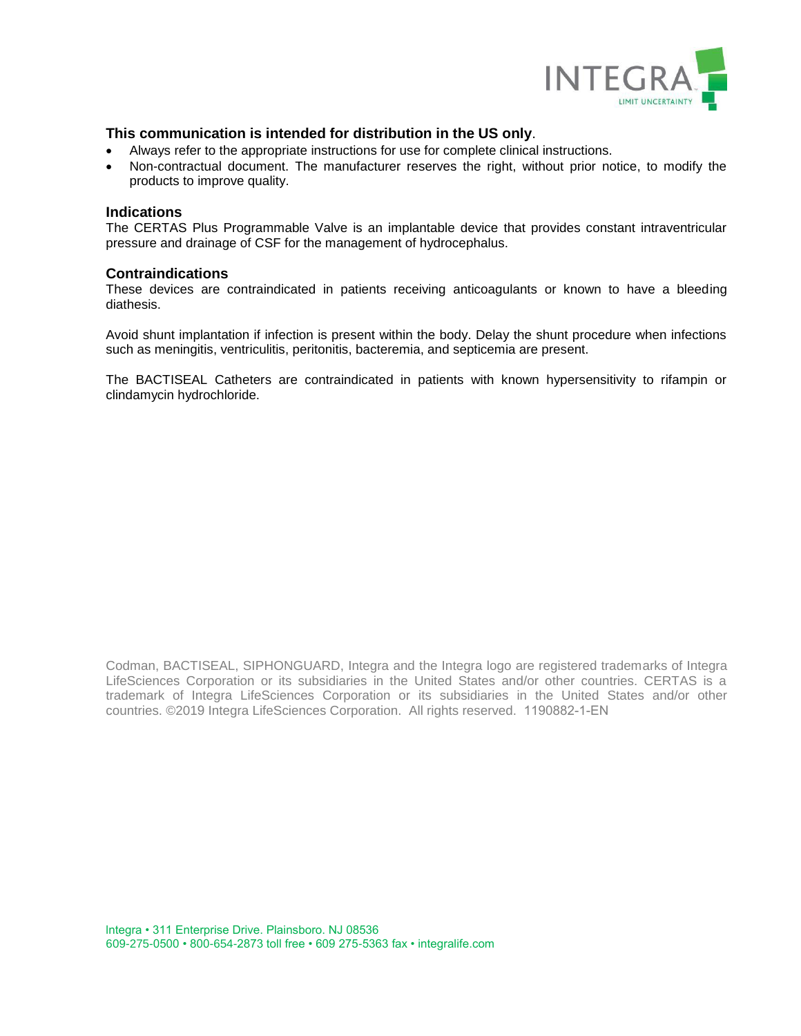**This communication is intended for distribution in the US only**.

- Always refer to the appropriate instructions for use for complete clinical instructions.
- Non-contractual document. The manufacturer reserves the right, without prior notice, to modify the products to improve quality.

## Indications

The CERTAS Plus Programmable Valve is an implantable device that provides constant intraventricular pressure and drainage of CSF for the management of hydrocephalus.

## Contraindications

These devices are contraindicated in patients receiving anticoagulants or known to have a bleeding diathesis.

Avoid shunt implantation if infection is present within the body. Delay the shunt procedure when infections such as meningitis, ventriculitis, peritonitis, bacteremia, and septicemia are present.

The BACTISEAL Catheters are contraindicated in patients with known hypersensitivity to rifampin or clindamycin hydrochloride.

Codman, BACTISEAL, SIPHONGUARD, Integra and the Integra logo are registered trademarks of Integra LifeSciences Corporation or its subsidiaries in the United States and/or other countries. CERTAS is a trademark of Integra LifeSciences Corporation or its subsidiaries in the United States and/or other countries. ©2019 Integra LifeSciences Corporation. All rights reserved. 1190882-1-EN

Integra • 311 Enterprise Drive. Plainsboro. NJ 08536
609-275-0500 • 800-654-2873 toll free • 609 275-5363 fax • integralife.com